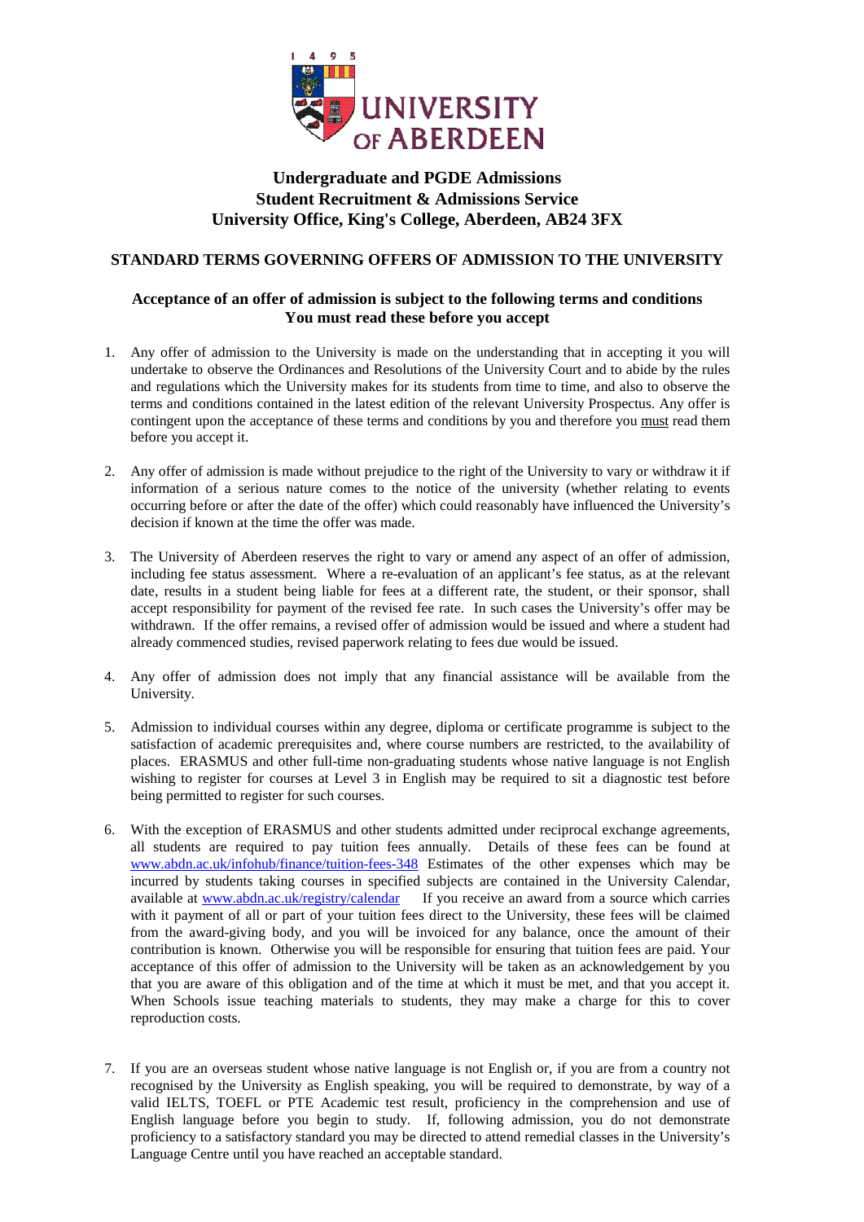**Undergraduate and PGDE Admissions**
**Student Recruitment & Admissions Service**
**University Office, King's College, Aberdeen, AB24 3FX**

## STANDARD TERMS GOVERNING OFFERS OF ADMISSION TO THE UNIVERSITY

**Acceptance of an offer of admission is subject to the following terms and conditions**
**You must read these before you accept**

1. Any offer of admission to the University is made on the understanding that in accepting it you will undertake to observe the Ordinances and Resolutions of the University Court and to abide by the rules and regulations which the University makes for its students from time to time, and also to observe the terms and conditions contained in the latest edition of the relevant University Prospectus. Any offer is contingent upon the acceptance of these terms and conditions by you and therefore you must read them before you accept it.

2. Any offer of admission is made without prejudice to the right of the University to vary or withdraw it if information of a serious nature comes to the notice of the university (whether relating to events occurring before or after the date of the offer) which could reasonably have influenced the University's decision if known at the time the offer was made.

3. The University of Aberdeen reserves the right to vary or amend any aspect of an offer of admission, including fee status assessment. Where a re-evaluation of an applicant's fee status, as at the relevant date, results in a student being liable for fees at a different rate, the student, or their sponsor, shall accept responsibility for payment of the revised fee rate. In such cases the University's offer may be withdrawn. If the offer remains, a revised offer of admission would be issued and where a student had already commenced studies, revised paperwork relating to fees due would be issued.

4. Any offer of admission does not imply that any financial assistance will be available from the University.

5. Admission to individual courses within any degree, diploma or certificate programme is subject to the satisfaction of academic prerequisites and, where course numbers are restricted, to the availability of places. ERASMUS and other full-time non-graduating students whose native language is not English wishing to register for courses at Level 3 in English may be required to sit a diagnostic test before being permitted to register for such courses.

6. With the exception of ERASMUS and other students admitted under reciprocal exchange agreements, all students are required to pay tuition fees annually. Details of these fees can be found at www.abdn.ac.uk/infohub/finance/tuition-fees-348 Estimates of the other expenses which may be incurred by students taking courses in specified subjects are contained in the University Calendar, available at www.abdn.ac.uk/registry/calendar If you receive an award from a source which carries with it payment of all or part of your tuition fees direct to the University, these fees will be claimed from the award-giving body, and you will be invoiced for any balance, once the amount of their contribution is known. Otherwise you will be responsible for ensuring that tuition fees are paid. Your acceptance of this offer of admission to the University will be taken as an acknowledgement by you that you are aware of this obligation and of the time at which it must be met, and that you accept it. When Schools issue teaching materials to students, they may make a charge for this to cover reproduction costs.

7. If you are an overseas student whose native language is not English or, if you are from a country not recognised by the University as English speaking, you will be required to demonstrate, by way of a valid IELTS, TOEFL or PTE Academic test result, proficiency in the comprehension and use of English language before you begin to study. If, following admission, you do not demonstrate proficiency to a satisfactory standard you may be directed to attend remedial classes in the University's Language Centre until you have reached an acceptable standard.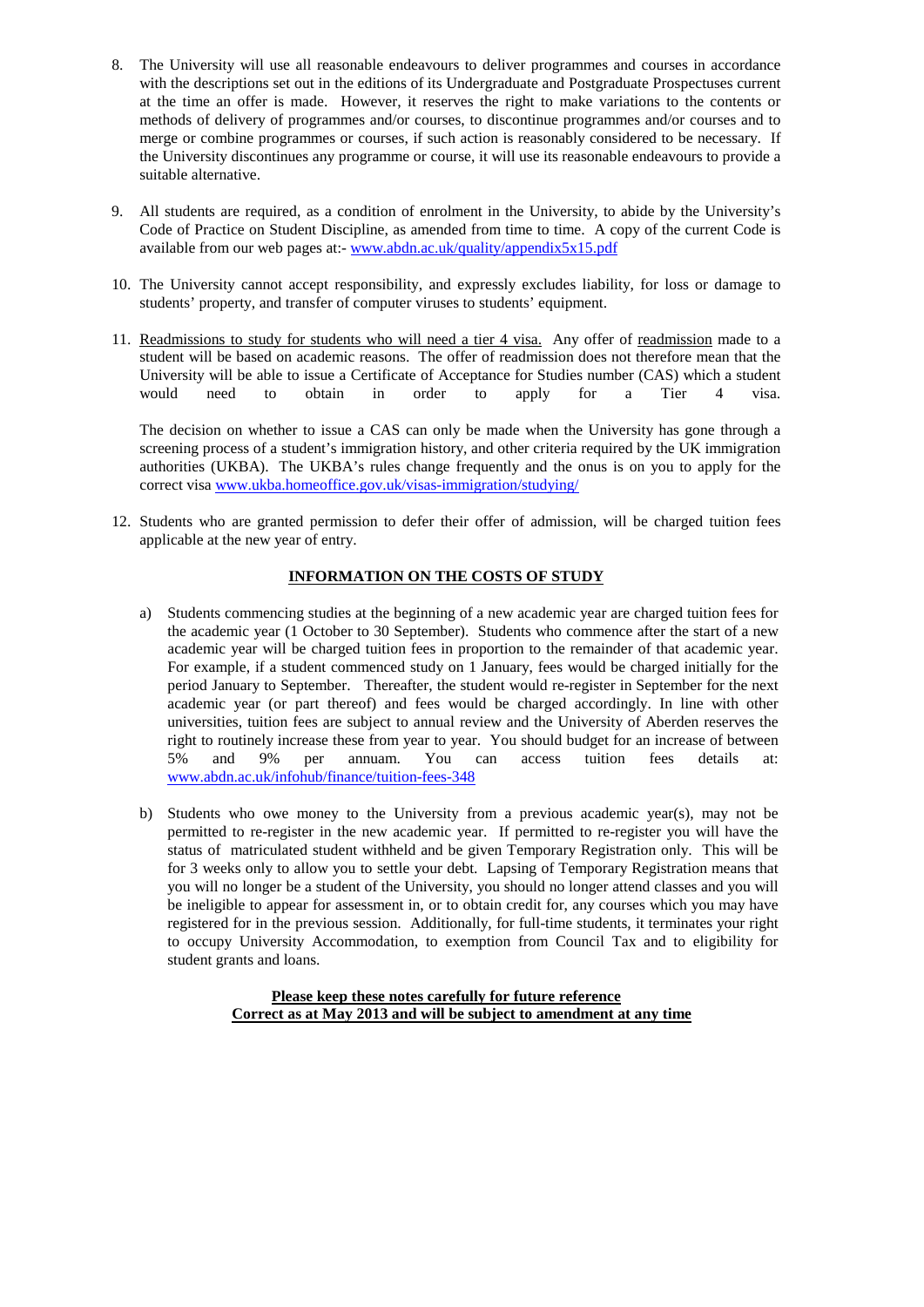8. The University will use all reasonable endeavours to deliver programmes and courses in accordance with the descriptions set out in the editions of its Undergraduate and Postgraduate Prospectuses current at the time an offer is made. However, it reserves the right to make variations to the contents or methods of delivery of programmes and/or courses, to discontinue programmes and/or courses and to merge or combine programmes or courses, if such action is reasonably considered to be necessary. If the University discontinues any programme or course, it will use its reasonable endeavours to provide a suitable alternative.

9. All students are required, as a condition of enrolment in the University, to abide by the University's Code of Practice on Student Discipline, as amended from time to time. A copy of the current Code is available from our web pages at:- www.abdn.ac.uk/quality/appendix5x15.pdf

10. The University cannot accept responsibility, and expressly excludes liability, for loss or damage to students' property, and transfer of computer viruses to students' equipment.

11. Readmissions to study for students who will need a tier 4 visa. Any offer of readmission made to a student will be based on academic reasons. The offer of readmission does not therefore mean that the University will be able to issue a Certificate of Acceptance for Studies number (CAS) which a student would need to obtain in order to apply for a Tier 4 visa.

    The decision on whether to issue a CAS can only be made when the University has gone through a screening process of a student's immigration history, and other criteria required by the UK immigration authorities (UKBA). The UKBA's rules change frequently and the onus is on you to apply for the correct visa www.ukba.homeoffice.gov.uk/visas-immigration/studying/

12. Students who are granted permission to defer their offer of admission, will be charged tuition fees applicable at the new year of entry.

## INFORMATION ON THE COSTS OF STUDY

a) Students commencing studies at the beginning of a new academic year are charged tuition fees for the academic year (1 October to 30 September). Students who commence after the start of a new academic year will be charged tuition fees in proportion to the remainder of that academic year. For example, if a student commenced study on 1 January, fees would be charged initially for the period January to September. Thereafter, the student would re-register in September for the next academic year (or part thereof) and fees would be charged accordingly. In line with other universities, tuition fees are subject to annual review and the University of Aberden reserves the right to routinely increase these from year to year. You should budget for an increase of between 5% and 9% per annum. You can access tuition fees details at: www.abdn.ac.uk/infohub/finance/tuition-fees-348

b) Students who owe money to the University from a previous academic year(s), may not be permitted to re-register in the new academic year. If permitted to re-register you will have the status of matriculated student withheld and be given Temporary Registration only. This will be for 3 weeks only to allow you to settle your debt. Lapsing of Temporary Registration means that you will no longer be a student of the University, you should no longer attend classes and you will be ineligible to appear for assessment in, or to obtain credit for, any courses which you may have registered for in the previous session. Additionally, for full-time students, it terminates your right to occupy University Accommodation, to exemption from Council Tax and to eligibility for student grants and loans.

**Please keep these notes carefully for future reference**
**Correct as at May 2013 and will be subject to amendment at any time**